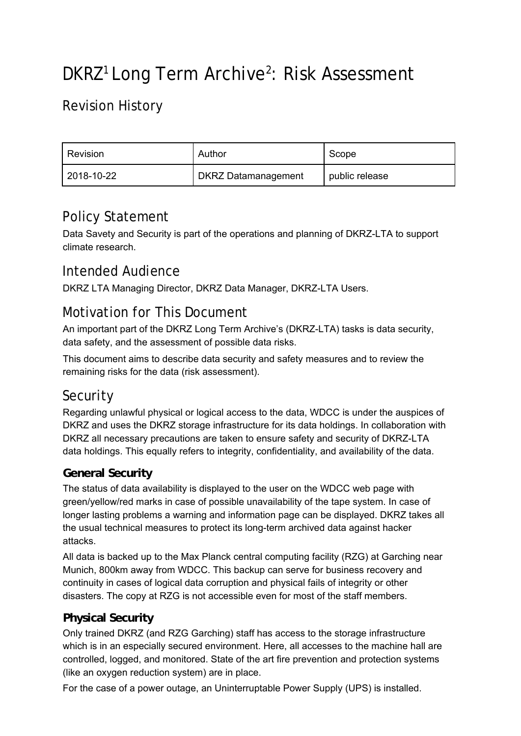# DKRZ[1] Long Term Archive[2]: Risk Assessment

## Revision History

| Revision | Author | Scope |
| --- | --- | --- |
| 2018-10-22 | DKRZ Datamanagement | public release |

## Policy Statement

Data Savety and Security is part of the operations and planning of DKRZ-LTA to support climate research.

## Intended Audience

DKRZ LTA Managing Director, DKRZ Data Manager, DKRZ-LTA Users.

## Motivation for This Document

An important part of the DKRZ Long Term Archive's (DKRZ-LTA) tasks is data security, data safety, and the assessment of possible data risks.

This document aims to describe data security and safety measures and to review the remaining risks for the data (risk assessment).

## Security

Regarding unlawful physical or logical access to the data, WDCC is under the auspices of DKRZ and uses the DKRZ storage infrastructure for its data holdings. In collaboration with DKRZ all necessary precautions are taken to ensure safety and security of DKRZ-LTA data holdings. This equally refers to integrity, confidentiality, and availability of the data.

### General Security

The status of data availability is displayed to the user on the WDCC web page with green/yellow/red marks in case of possible unavailability of the tape system. In case of longer lasting problems a warning and information page can be displayed. DKRZ takes all the usual technical measures to protect its long-term archived data against hacker attacks.

All data is backed up to the Max Planck central computing facility (RZG) at Garching near Munich, 800km away from WDCC. This backup can serve for business recovery and continuity in cases of logical data corruption and physical fails of integrity or other disasters. The copy at RZG is not accessible even for most of the staff members.

### Physical Security

Only trained DKRZ (and RZG Garching) staff has access to the storage infrastructure which is in an especially secured environment. Here, all accesses to the machine hall are controlled, logged, and monitored. State of the art fire prevention and protection systems (like an oxygen reduction system) are in place.

For the case of a power outage, an Uninterruptable Power Supply (UPS) is installed.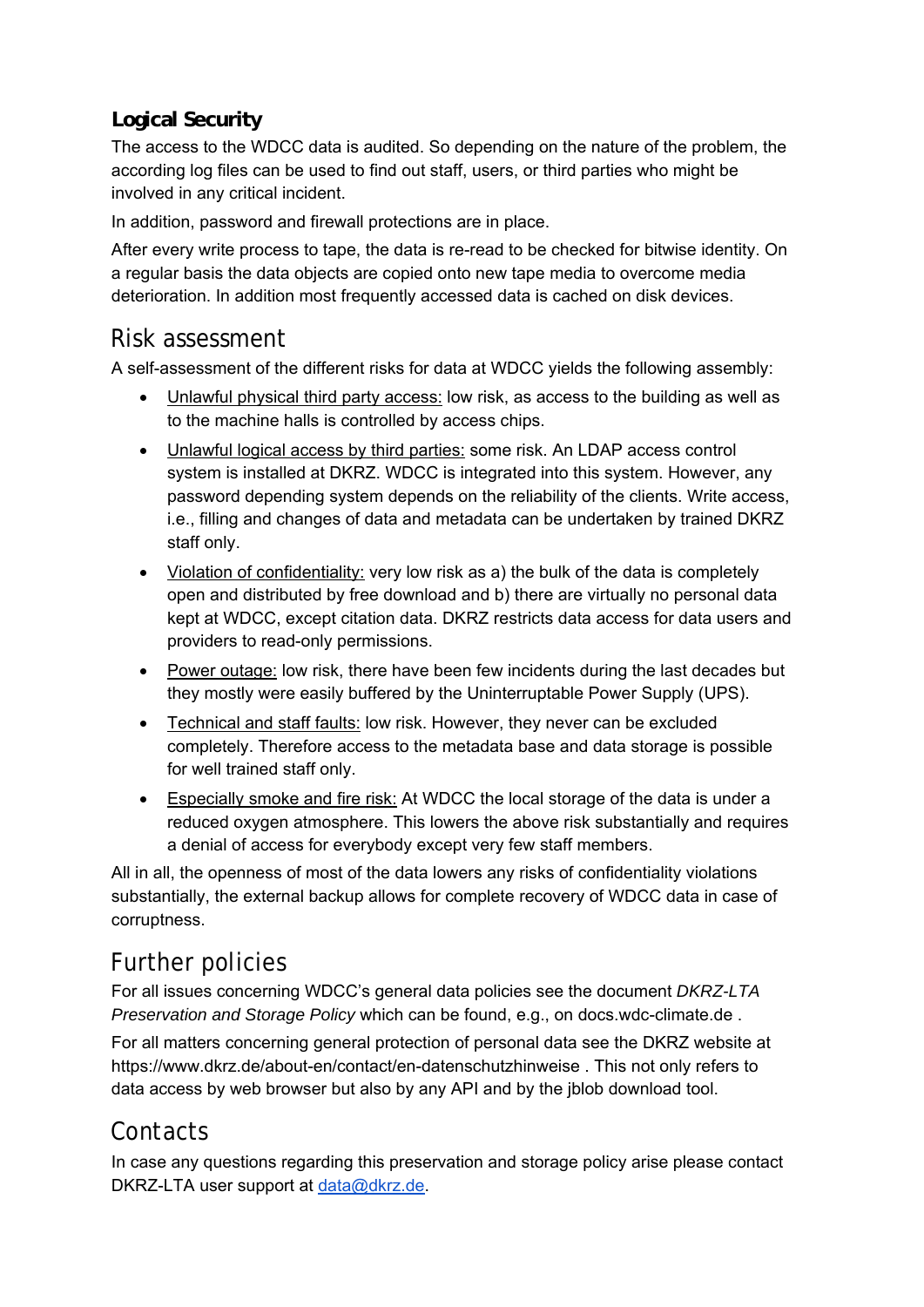### Logical Security

The access to the WDCC data is audited. So depending on the nature of the problem, the according log files can be used to find out staff, users, or third parties who might be involved in any critical incident.

In addition, password and firewall protections are in place.

After every write process to tape, the data is re-read to be checked for bitwise identity. On a regular basis the data objects are copied onto new tape media to overcome media deterioration. In addition most frequently accessed data is cached on disk devices.

## Risk assessment

A self-assessment of the different risks for data at WDCC yields the following assembly:

- Unlawful physical third party access: low risk, as access to the building as well as to the machine halls is controlled by access chips.
- Unlawful logical access by third parties: some risk. An LDAP access control system is installed at DKRZ. WDCC is integrated into this system. However, any password depending system depends on the reliability of the clients. Write access, i.e., filling and changes of data and metadata can be undertaken by trained DKRZ staff only.
- Violation of confidentiality: very low risk as a) the bulk of the data is completely open and distributed by free download and b) there are virtually no personal data kept at WDCC, except citation data. DKRZ restricts data access for data users and providers to read-only permissions.
- Power outage: low risk, there have been few incidents during the last decades but they mostly were easily buffered by the Uninterruptable Power Supply (UPS).
- Technical and staff faults: low risk. However, they never can be excluded completely. Therefore access to the metadata base and data storage is possible for well trained staff only.
- Especially smoke and fire risk: At WDCC the local storage of the data is under a reduced oxygen atmosphere. This lowers the above risk substantially and requires a denial of access for everybody except very few staff members.

All in all, the openness of most of the data lowers any risks of confidentiality violations substantially, the external backup allows for complete recovery of WDCC data in case of corruptness.

## Further policies

For all issues concerning WDCC's general data policies see the document *DKRZ-LTA Preservation and Storage Policy* which can be found, e.g., on docs.wdc-climate.de .

For all matters concerning general protection of personal data see the DKRZ website at https://www.dkrz.de/about-en/contact/en-datenschutzhinweise . This not only refers to data access by web browser but also by any API and by the jblob download tool.

## Contacts

In case any questions regarding this preservation and storage policy arise please contact DKRZ-LTA user support at data@dkrz.de.